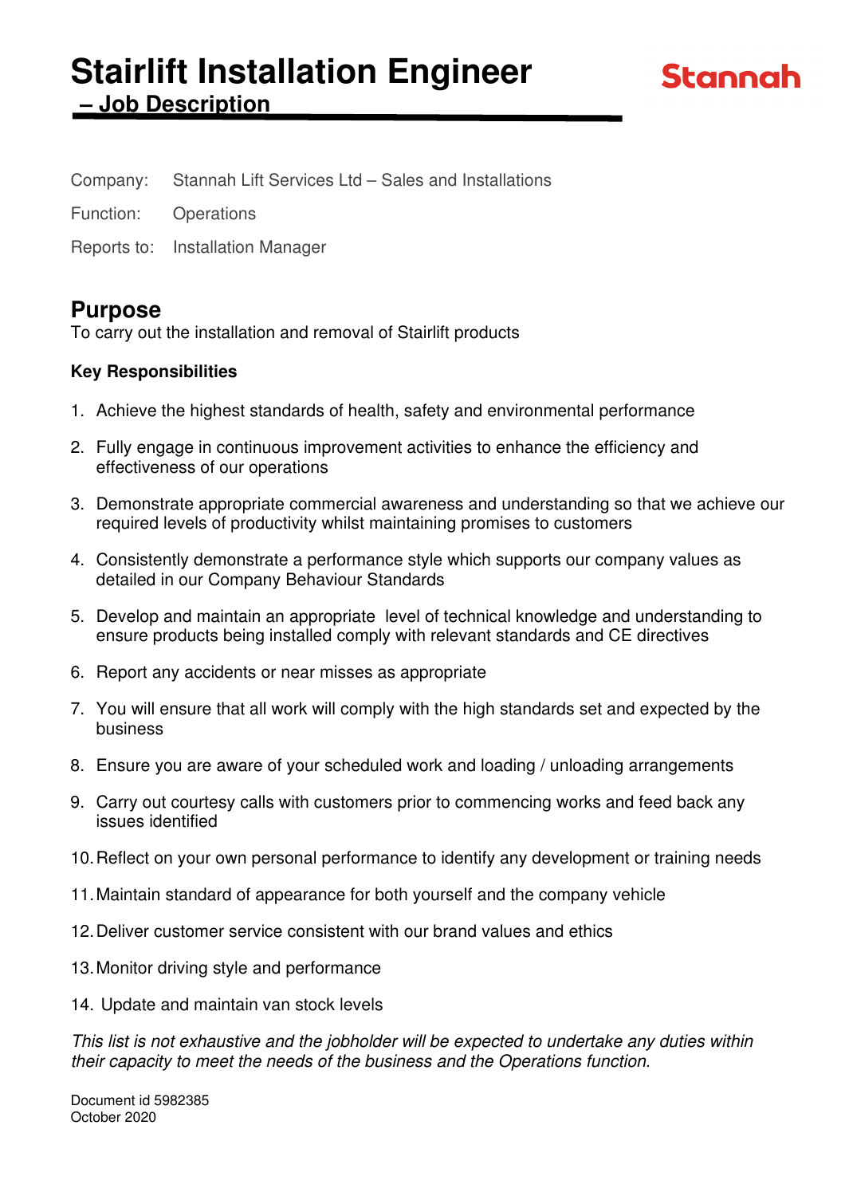# Stairlift Installation Engineer

## – Job Description

Stannah

Company: Stannah Lift Services Ltd – Sales and Installations

Function: Operations

Reports to: Installation Manager

## Purpose

To carry out the installation and removal of Stairlift products

**Key Responsibilities**

1. Achieve the highest standards of health, safety and environmental performance
2. Fully engage in continuous improvement activities to enhance the efficiency and effectiveness of our operations
3. Demonstrate appropriate commercial awareness and understanding so that we achieve our required levels of productivity whilst maintaining promises to customers
4. Consistently demonstrate a performance style which supports our company values as detailed in our Company Behaviour Standards
5. Develop and maintain an appropriate level of technical knowledge and understanding to ensure products being installed comply with relevant standards and CE directives
6. Report any accidents or near misses as appropriate
7. You will ensure that all work will comply with the high standards set and expected by the business
8. Ensure you are aware of your scheduled work and loading / unloading arrangements
9. Carry out courtesy calls with customers prior to commencing works and feed back any issues identified
10. Reflect on your own personal performance to identify any development or training needs
11. Maintain standard of appearance for both yourself and the company vehicle
12. Deliver customer service consistent with our brand values and ethics
13. Monitor driving style and performance
14. Update and maintain van stock levels

*This list is not exhaustive and the jobholder will be expected to undertake any duties within their capacity to meet the needs of the business and the Operations function.*

Document id 5982385
October 2020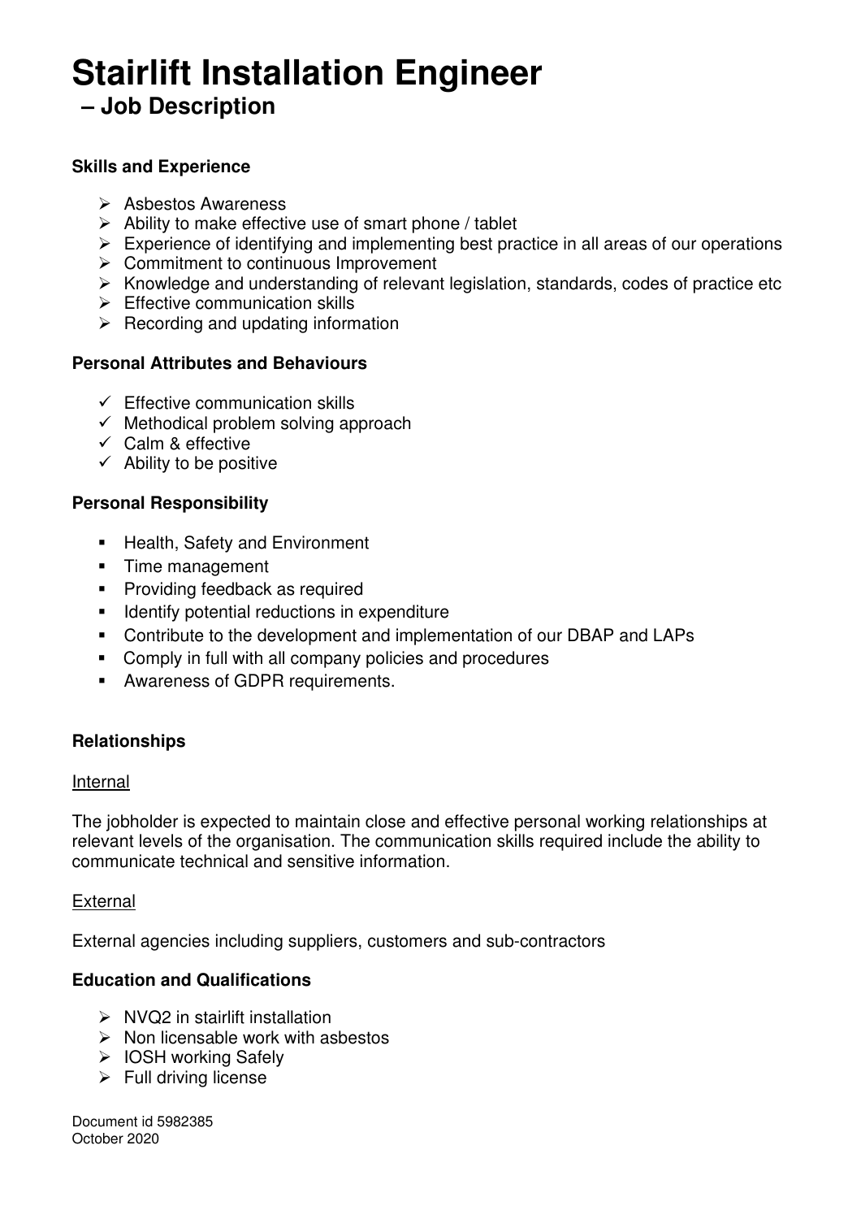# Stairlift Installation Engineer
## – Job Description

**Skills and Experience**

- Asbestos Awareness
- Ability to make effective use of smart phone / tablet
- Experience of identifying and implementing best practice in all areas of our operations
- Commitment to continuous Improvement
- Knowledge and understanding of relevant legislation, standards, codes of practice etc
- Effective communication skills
- Recording and updating information

**Personal Attributes and Behaviours**

- Effective communication skills
- Methodical problem solving approach
- Calm & effective
- Ability to be positive

**Personal Responsibility**

- Health, Safety and Environment
- Time management
- Providing feedback as required
- Identify potential reductions in expenditure
- Contribute to the development and implementation of our DBAP and LAPs
- Comply in full with all company policies and procedures
- Awareness of GDPR requirements.

**Relationships**

Internal

The jobholder is expected to maintain close and effective personal working relationships at relevant levels of the organisation. The communication skills required include the ability to communicate technical and sensitive information.

External

External agencies including suppliers, customers and sub-contractors

**Education and Qualifications**

- NVQ2 in stairlift installation
- Non licensable work with asbestos
- IOSH working Safely
- Full driving license

Document id 5982385
October 2020